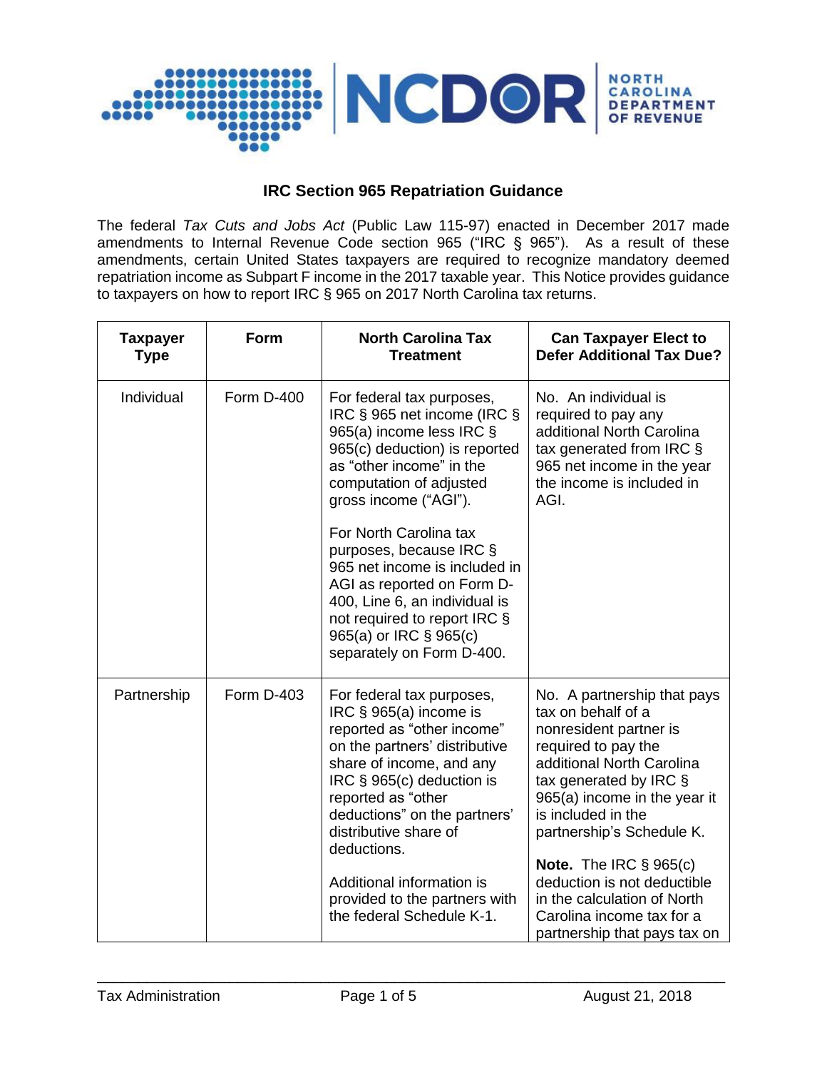## IRC Section 965 Repatriation Guidance

The federal *Tax Cuts and Jobs Act* (Public Law 115-97) enacted in December 2017 made amendments to Internal Revenue Code section 965 ("IRC § 965"). As a result of these amendments, certain United States taxpayers are required to recognize mandatory deemed repatriation income as Subpart F income in the 2017 taxable year. This Notice provides guidance to taxpayers on how to report IRC § 965 on 2017 North Carolina tax returns.

| Taxpayer Type | Form | North Carolina Tax Treatment | Can Taxpayer Elect to Defer Additional Tax Due? |
| --- | --- | --- | --- |
| Individual | Form D-400 | For federal tax purposes, IRC § 965 net income (IRC § 965(a) income less IRC § 965(c) deduction) is reported as "other income" in the computation of adjusted gross income ("AGI").<br><br>For North Carolina tax purposes, because IRC § 965 net income is included in AGI as reported on Form D-400, Line 6, an individual is not required to report IRC § 965(a) or IRC § 965(c) separately on Form D-400. | No. An individual is required to pay any additional North Carolina tax generated from IRC § 965 net income in the year the income is included in AGI. |
| Partnership | Form D-403 | For federal tax purposes, IRC § 965(a) income is reported as "other income" on the partners' distributive share of income, and any IRC § 965(c) deduction is reported as "other deductions" on the partners' distributive share of deductions.<br><br>Additional information is provided to the partners with the federal Schedule K-1. | No. A partnership that pays tax on behalf of a nonresident partner is required to pay the additional North Carolina tax generated by IRC § 965(a) income in the year it is included in the partnership's Schedule K.<br><br>**Note.** The IRC § 965(c) deduction is not deductible in the calculation of North Carolina income tax for a partnership that pays tax on |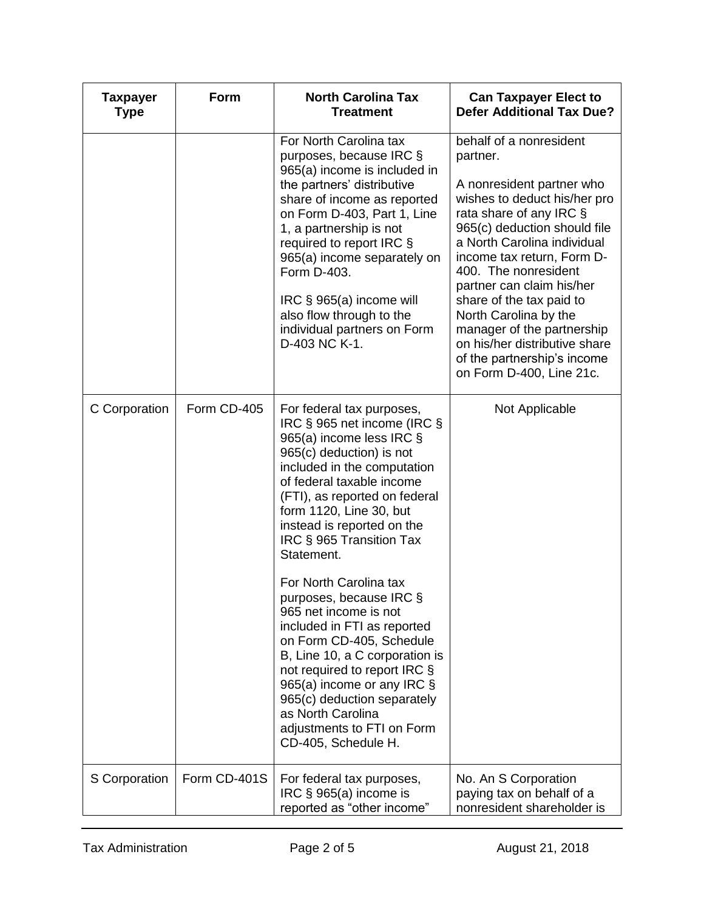| Taxpayer Type | Form | North Carolina Tax Treatment | Can Taxpayer Elect to Defer Additional Tax Due? |
|---|---|---|---|
| | | For North Carolina tax purposes, because IRC § 965(a) income is included in the partners' distributive share of income as reported on Form D-403, Part 1, Line 1, a partnership is not required to report IRC § 965(a) income separately on Form D-403.<br><br>IRC § 965(a) income will also flow through to the individual partners on Form D-403 NC K-1. | behalf of a nonresident partner.<br><br>A nonresident partner who wishes to deduct his/her pro rata share of any IRC § 965(c) deduction should file a North Carolina individual income tax return, Form D-400. The nonresident partner can claim his/her share of the tax paid to North Carolina by the manager of the partnership on his/her distributive share of the partnership's income on Form D-400, Line 21c. |
| C Corporation | Form CD-405 | For federal tax purposes, IRC § 965 net income (IRC § 965(a) income less IRC § 965(c) deduction) is not included in the computation of federal taxable income (FTI), as reported on federal form 1120, Line 30, but instead is reported on the IRC § 965 Transition Tax Statement.<br><br>For North Carolina tax purposes, because IRC § 965 net income is not included in FTI as reported on Form CD-405, Schedule B, Line 10, a C corporation is not required to report IRC § 965(a) income or any IRC § 965(c) deduction separately as North Carolina adjustments to FTI on Form CD-405, Schedule H. | Not Applicable |
| S Corporation | Form CD-401S | For federal tax purposes, IRC § 965(a) income is reported as "other income" | No. An S Corporation paying tax on behalf of a nonresident shareholder is |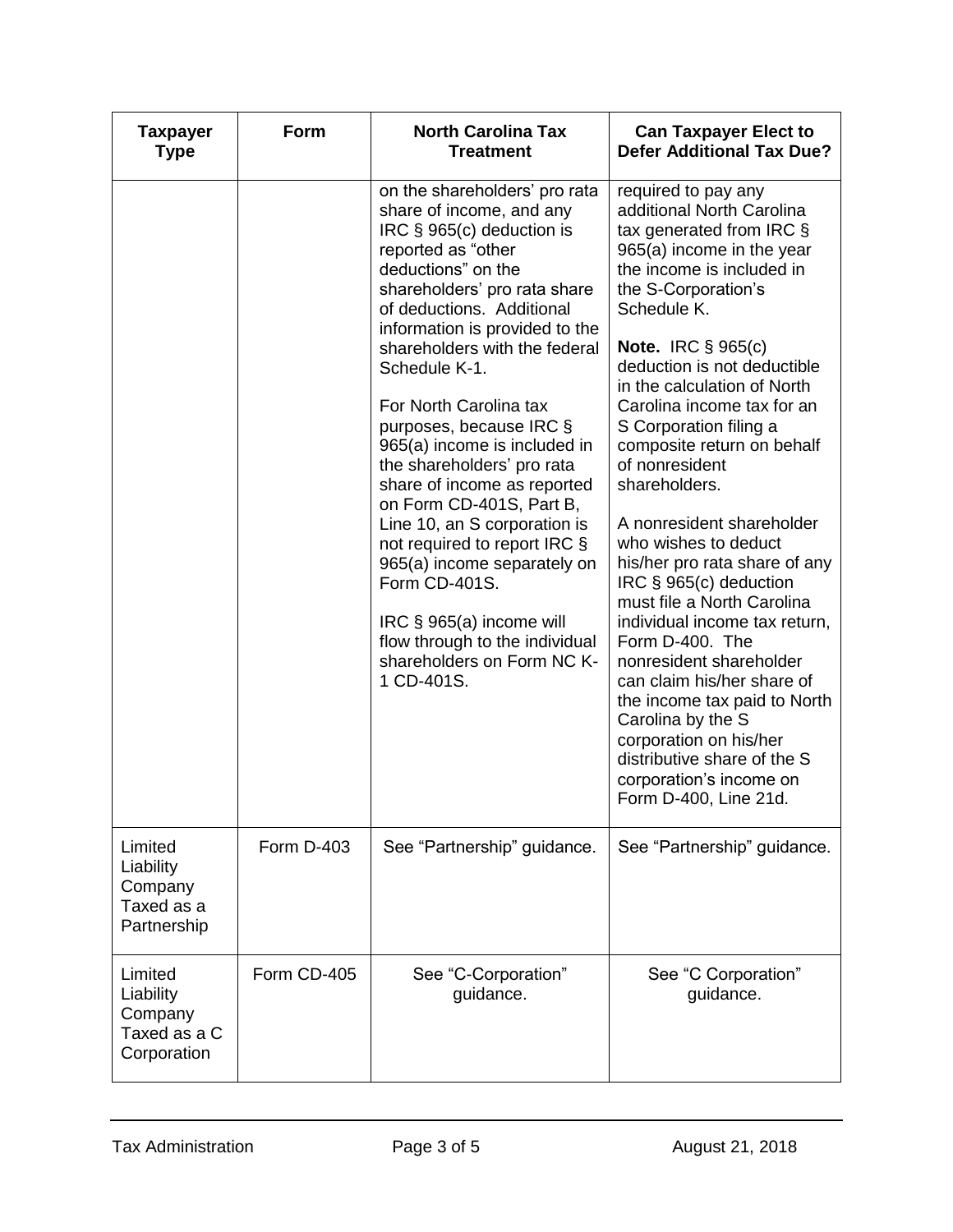| Taxpayer Type | Form | North Carolina Tax Treatment | Can Taxpayer Elect to Defer Additional Tax Due? |
| --- | --- | --- | --- |
| | | on the shareholders' pro rata share of income, and any IRC § 965(c) deduction is reported as "other deductions" on the shareholders' pro rata share of deductions. Additional information is provided to the shareholders with the federal Schedule K-1.<br><br>For North Carolina tax purposes, because IRC § 965(a) income is included in the shareholders' pro rata share of income as reported on Form CD-401S, Part B, Line 10, an S corporation is not required to report IRC § 965(a) income separately on Form CD-401S.<br><br>IRC § 965(a) income will flow through to the individual shareholders on Form NC K-1 CD-401S. | required to pay any additional North Carolina tax generated from IRC § 965(a) income in the year the income is included in the S-Corporation's Schedule K.<br><br>**Note.** IRC § 965(c) deduction is not deductible in the calculation of North Carolina income tax for an S Corporation filing a composite return on behalf of nonresident shareholders.<br><br>A nonresident shareholder who wishes to deduct his/her pro rata share of any IRC § 965(c) deduction must file a North Carolina individual income tax return, Form D-400. The nonresident shareholder can claim his/her share of the income tax paid to North Carolina by the S corporation on his/her distributive share of the S corporation's income on Form D-400, Line 21d. |
| Limited Liability Company Taxed as a Partnership | Form D-403 | See "Partnership" guidance. | See "Partnership" guidance. |
| Limited Liability Company Taxed as a C Corporation | Form CD-405 | See "C-Corporation" guidance. | See "C Corporation" guidance. |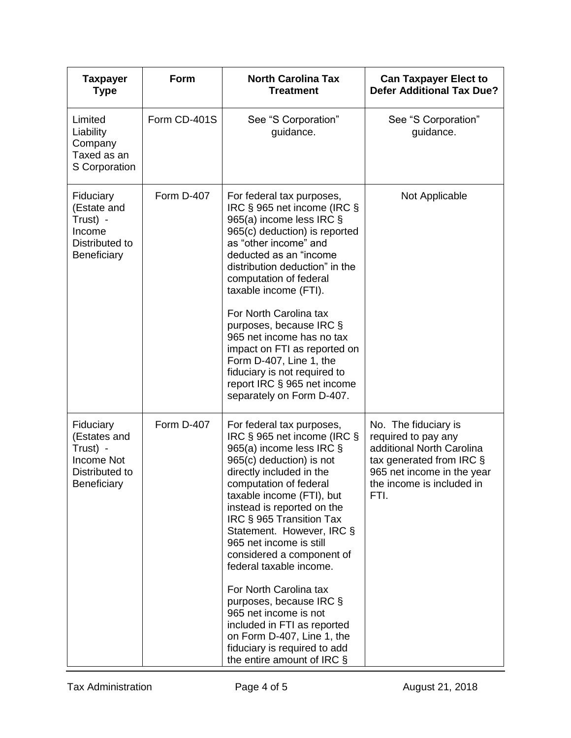| Taxpayer Type | Form | North Carolina Tax Treatment | Can Taxpayer Elect to Defer Additional Tax Due? |
|---|---|---|---|
| Limited Liability Company Taxed as an S Corporation | Form CD-401S | See "S Corporation" guidance. | See "S Corporation" guidance. |
| Fiduciary (Estate and Trust) - Income Distributed to Beneficiary | Form D-407 | For federal tax purposes, IRC § 965 net income (IRC § 965(a) income less IRC § 965(c) deduction) is reported as "other income" and deducted as an "income distribution deduction" in the computation of federal taxable income (FTI).<br><br>For North Carolina tax purposes, because IRC § 965 net income has no tax impact on FTI as reported on Form D-407, Line 1, the fiduciary is not required to report IRC § 965 net income separately on Form D-407. | Not Applicable |
| Fiduciary (Estates and Trust) - Income Not Distributed to Beneficiary | Form D-407 | For federal tax purposes, IRC § 965 net income (IRC § 965(a) income less IRC § 965(c) deduction) is not directly included in the computation of federal taxable income (FTI), but instead is reported on the IRC § 965 Transition Tax Statement. However, IRC § 965 net income is still considered a component of federal taxable income.<br><br>For North Carolina tax purposes, because IRC § 965 net income is not included in FTI as reported on Form D-407, Line 1, the fiduciary is required to add the entire amount of IRC § | No. The fiduciary is required to pay any additional North Carolina tax generated from IRC § 965 net income in the year the income is included in FTI. |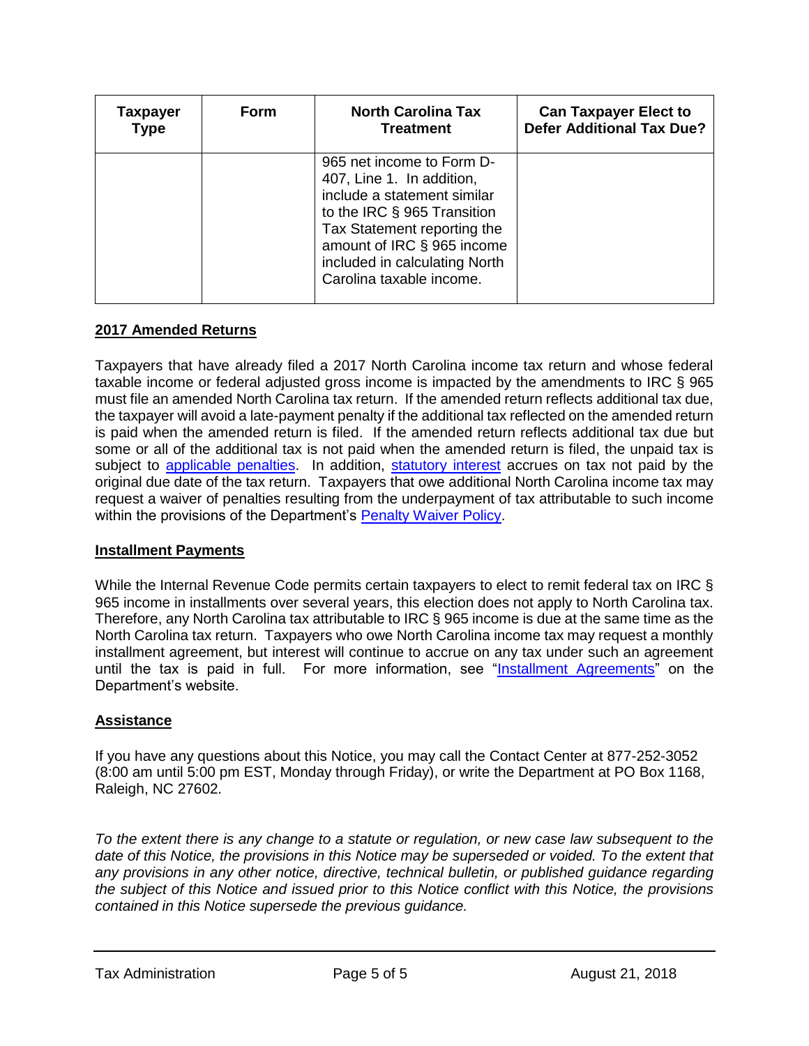| Taxpayer Type | Form | North Carolina Tax Treatment | Can Taxpayer Elect to Defer Additional Tax Due? |
| --- | --- | --- | --- |
| | | 965 net income to Form D-407, Line 1. In addition, include a statement similar to the IRC § 965 Transition Tax Statement reporting the amount of IRC § 965 income included in calculating North Carolina taxable income. | |

**2017 Amended Returns**

Taxpayers that have already filed a 2017 North Carolina income tax return and whose federal taxable income or federal adjusted gross income is impacted by the amendments to IRC § 965 must file an amended North Carolina tax return. If the amended return reflects additional tax due, the taxpayer will avoid a late-payment penalty if the additional tax reflected on the amended return is paid when the amended return is filed. If the amended return reflects additional tax due but some or all of the additional tax is not paid when the amended return is filed, the unpaid tax is subject to applicable penalties. In addition, statutory interest accrues on tax not paid by the original due date of the tax return. Taxpayers that owe additional North Carolina income tax may request a waiver of penalties resulting from the underpayment of tax attributable to such income within the provisions of the Department's Penalty Waiver Policy.

**Installment Payments**

While the Internal Revenue Code permits certain taxpayers to elect to remit federal tax on IRC § 965 income in installments over several years, this election does not apply to North Carolina tax. Therefore, any North Carolina tax attributable to IRC § 965 income is due at the same time as the North Carolina tax return. Taxpayers who owe North Carolina income tax may request a monthly installment agreement, but interest will continue to accrue on any tax under such an agreement until the tax is paid in full. For more information, see "Installment Agreements" on the Department's website.

**Assistance**

If you have any questions about this Notice, you may call the Contact Center at 877-252-3052 (8:00 am until 5:00 pm EST, Monday through Friday), or write the Department at PO Box 1168, Raleigh, NC 27602.

*To the extent there is any change to a statute or regulation, or new case law subsequent to the date of this Notice, the provisions in this Notice may be superseded or voided. To the extent that any provisions in any other notice, directive, technical bulletin, or published guidance regarding the subject of this Notice and issued prior to this Notice conflict with this Notice, the provisions contained in this Notice supersede the previous guidance.*